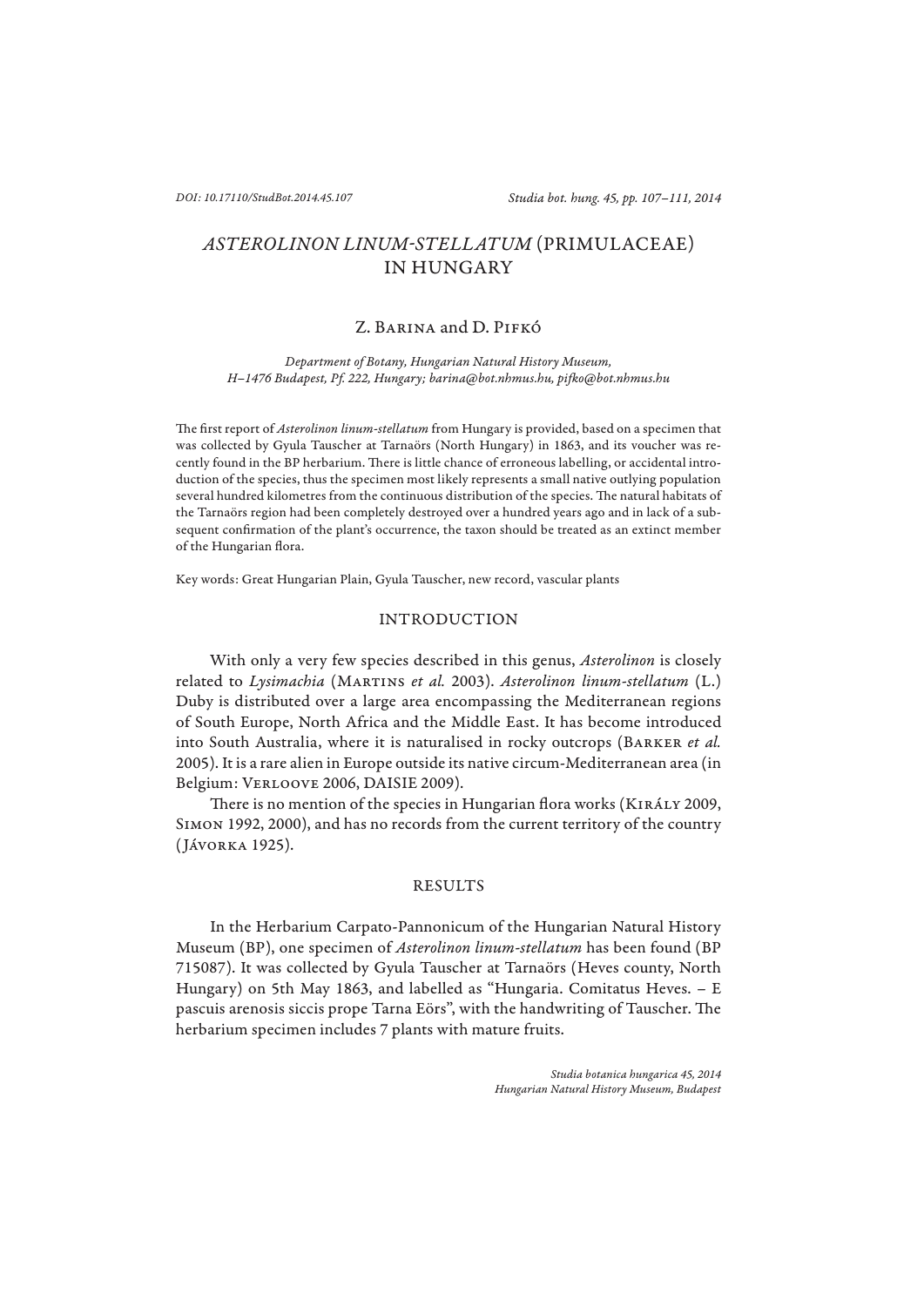# *ASTEROLINON LINUM-STELLATUM* (PRIMULACEAE) IN HUNGARY

Z. Barina and D. Pifkó

*Department of Botany, Hungarian Natural History Museum, H–1476 Budapest, Pf. 222, Hungary; barina@bot.nhmus.hu, pifko@bot.nhmus.hu*

The first report of *Asterolinon linum-stellatum* from Hungary is provided, based on a specimen that was collected by Gyula Tauscher at Tarnaörs (North Hungary) in 1863, and its voucher was recently found in the BP herbarium. There is little chance of erroneous labelling, or accidental introduction of the species, thus the specimen most likely represents a small native outlying population several hundred kilometres from the continuous distribution of the species. The natural habitats of the Tarnaörs region had been completely destroyed over a hundred years ago and in lack of a subsequent confirmation of the plant's occurrence, the taxon should be treated as an extinct member of the Hungarian flora.

Key words: Great Hungarian Plain, Gyula Tauscher, new record, vascular plants

## INTRODUCTION

With only a very few species described in this genus, *Asterolinon* is closely related to *Lysimachia* (Martins *et al.* 2003). *Asterolinon linum-stellatum* (L.) Duby is distributed over a large area encompassing the Mediterranean regions of South Europe, North Africa and the Middle East. It has become introduced into South Australia, where it is naturalised in rocky outcrops (Barker *et al.* 2005). It is a rare alien in Europe outside its native circum-Mediterranean area (in Belgium: Verloove 2006, DAISIE 2009).

There is no mention of the species in Hungarian flora works (Király 2009, Simon 1992, 2000), and has no records from the current territory of the country (Jávorka 1925).

## RESULTS

In the Herbarium Carpato-Pannonicum of the Hungarian Natural History Museum (BP), one specimen of *Asterolinon linum-stellatum* has been found (BP 715087). It was collected by Gyula Tauscher at Tarnaörs (Heves county, North Hungary) on 5th May 1863, and labelled as "Hungaria. Comitatus Heves. – E pascuis arenosis siccis prope Tarna Eörs", with the handwriting of Tauscher. The herbarium specimen includes 7 plants with mature fruits.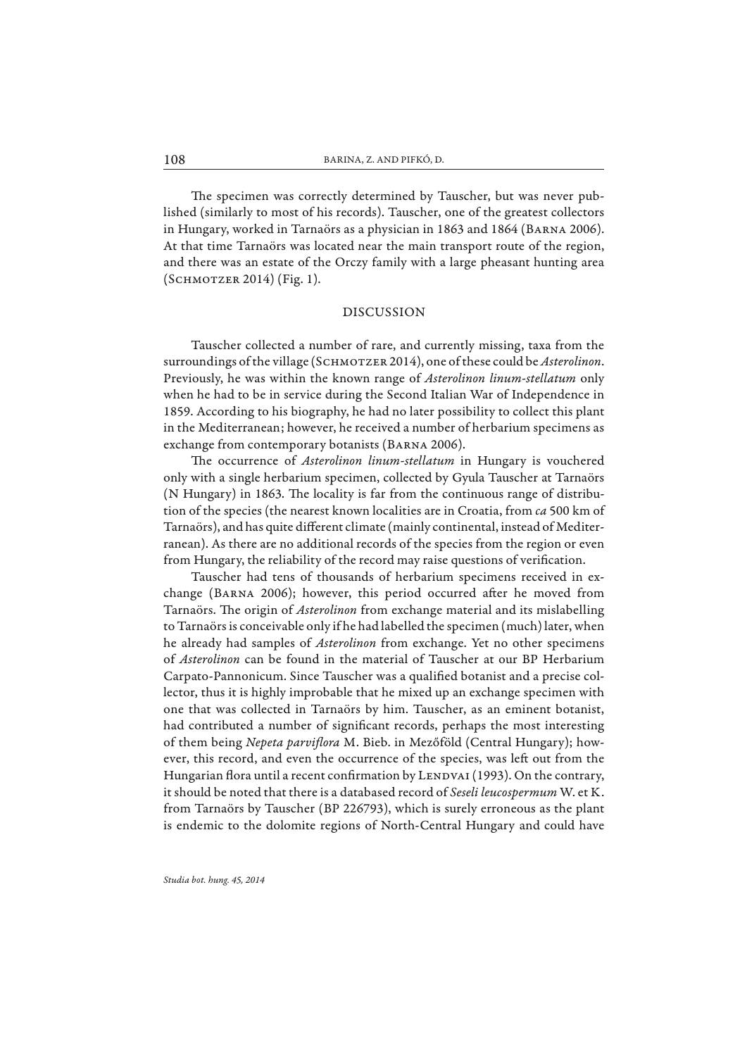The specimen was correctly determined by Tauscher, but was never published (similarly to most of his records). Tauscher, one of the greatest collectors in Hungary, worked in Tarnaörs as a physician in 1863 and 1864 (Barna 2006). At that time Tarnaörs was located near the main transport route of the region, and there was an estate of the Orczy family with a large pheasant hunting area (Schmotzer 2014) (Fig. 1).

## DISCUSSION

Tauscher collected a number of rare, and currently missing, taxa from the surroundings of the village (Schmotzer 2014), one of these could be *Asterolinon*. Previously, he was within the known range of *Asterolinon linum-stellatum* only when he had to be in service during the Second Italian War of Independence in 1859. According to his biography, he had no later possibility to collect this plant in the Mediterranean; however, he received a number of herbarium specimens as exchange from contemporary botanists (Barna 2006).

The occurrence of *Asterolinon linum-stellatum* in Hungary is vouchered only with a single herbarium specimen, collected by Gyula Tauscher at Tarnaörs (N Hungary) in 1863. The locality is far from the continuous range of distribution of the species (the nearest known localities are in Croatia, from *ca* 500 km of Tarnaörs), and has quite different climate (mainly continental, instead of Mediterranean). As there are no additional records of the species from the region or even from Hungary, the reliability of the record may raise questions of verification.

Tauscher had tens of thousands of herbarium specimens received in exchange (Barna 2006); however, this period occurred after he moved from Tarnaörs. The origin of *Asterolinon* from exchange material and its mislabelling to Tarnaörs is conceivable only if he had labelled the specimen (much) later, when he already had samples of *Asterolinon* from exchange. Yet no other specimens of *Asterolinon* can be found in the material of Tauscher at our BP Herbarium Carpato-Pannonicum. Since Tauscher was a qualified botanist and a precise collector, thus it is highly improbable that he mixed up an exchange specimen with one that was collected in Tarnaörs by him. Tauscher, as an eminent botanist, had contributed a number of significant records, perhaps the most interesting of them being *Nepeta parviflora* M. Bieb. in Mezőföld (Central Hungary); however, this record, and even the occurrence of the species, was left out from the Hungarian flora until a recent confirmation by Lendvai (1993). On the contrary, it should be noted that there is a databased record of *Seseli leucospermum* W. et K. from Tarnaörs by Tauscher (BP 226793), which is surely erroneous as the plant is endemic to the dolomite regions of North-Central Hungary and could have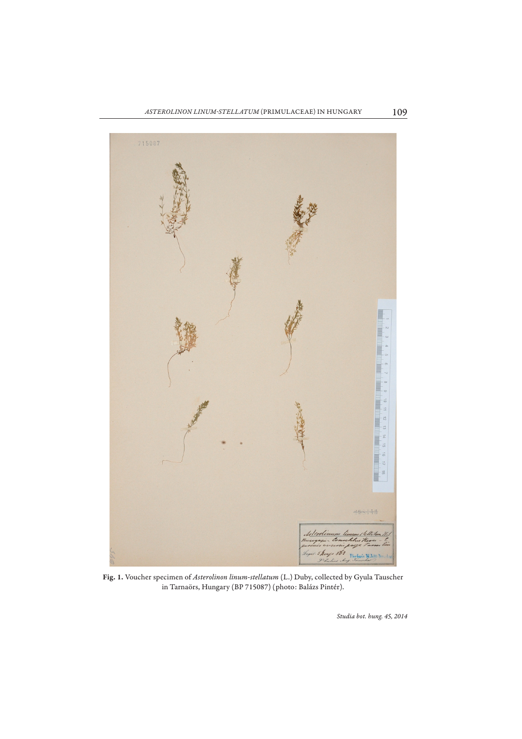**Fig. 1.** Voucher specimen of *Asterolinon linum-stellatum* (L.) Duby, collected by Gyula Tauscher in Tarnaörs, Hungary (BP 715087) (photo: Balázs Pintér).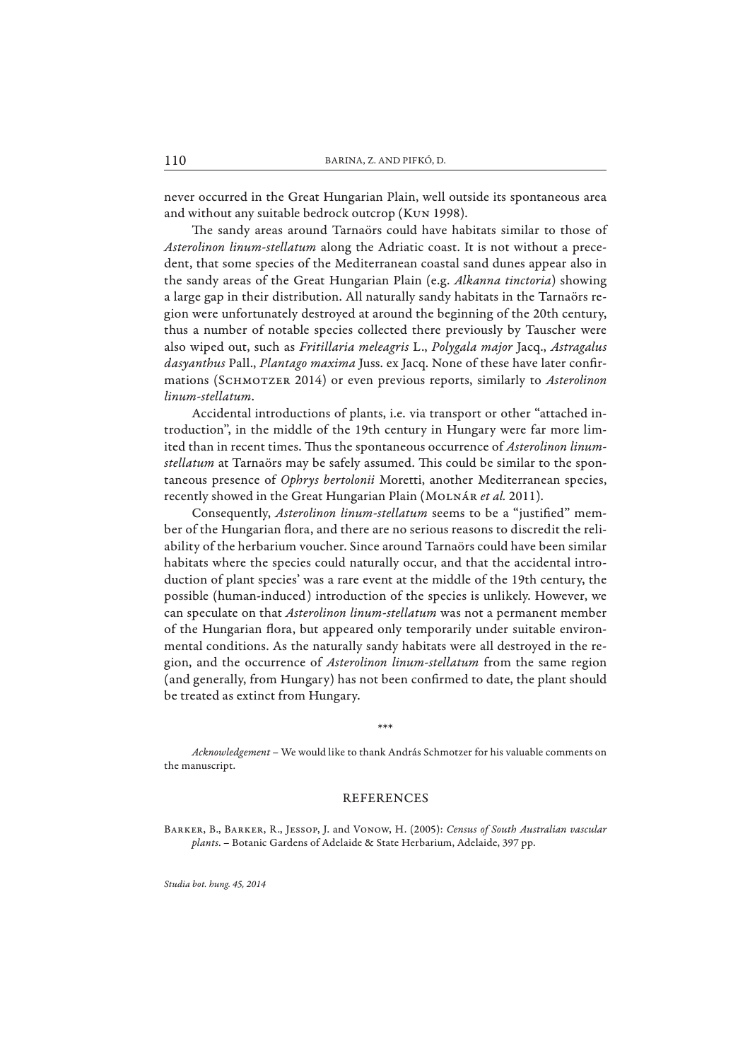never occurred in the Great Hungarian Plain, well outside its spontaneous area and without any suitable bedrock outcrop (Kun 1998).

The sandy areas around Tarnaörs could have habitats similar to those of *Asterolinon linum-stellatum* along the Adriatic coast. It is not without a precedent, that some species of the Mediterranean coastal sand dunes appear also in the sandy areas of the Great Hungarian Plain (e.g. *Alkanna tinctoria*) showing a large gap in their distribution. All naturally sandy habitats in the Tarnaörs region were unfortunately destroyed at around the beginning of the 20th century, thus a number of notable species collected there previously by Tauscher were also wiped out, such as *Fritillaria meleagris* L., *Polygala major* Jacq., *Astragalus dasyanthus* Pall., *Plantago maxima* Juss. ex Jacq. None of these have later confirmations (Schmotzer 2014) or even previous reports, similarly to *Asterolinon linum-stellatum*.

Accidental introductions of plants, i.e. via transport or other "attached introduction", in the middle of the 19th century in Hungary were far more limited than in recent times. Thus the spontaneous occurrence of *Asterolinon linum-stellatum* at Tarnaörs may be safely assumed. This could be similar to the spontaneous presence of *Ophrys bertolonii* Moretti, another Mediterranean species, recently showed in the Great Hungarian Plain (Molnár *et al.* 2011).

Consequently, *Asterolinon linum-stellatum* seems to be a "justified" member of the Hungarian flora, and there are no serious reasons to discredit the reliability of the herbarium voucher. Since around Tarnaörs could have been similar habitats where the species could naturally occur, and that the accidental introduction of plant species' was a rare event at the middle of the 19th century, the possible (human-induced) introduction of the species is unlikely. However, we can speculate on that *Asterolinon linum-stellatum* was not a permanent member of the Hungarian flora, but appeared only temporarily under suitable environmental conditions. As the naturally sandy habitats were all destroyed in the region, and the occurrence of *Asterolinon linum-stellatum* from the same region (and generally, from Hungary) has not been confirmed to date, the plant should be treated as extinct from Hungary.

\*\*\*

*Acknowledgement* – We would like to thank András Schmotzer for his valuable comments on the manuscript.

## REFERENCES

Barker, B., Barker, R., Jessop, J. and Vonow, H. (2005): *Census of South Australian vascular plants*. – Botanic Gardens of Adelaide & State Herbarium, Adelaide, 397 pp.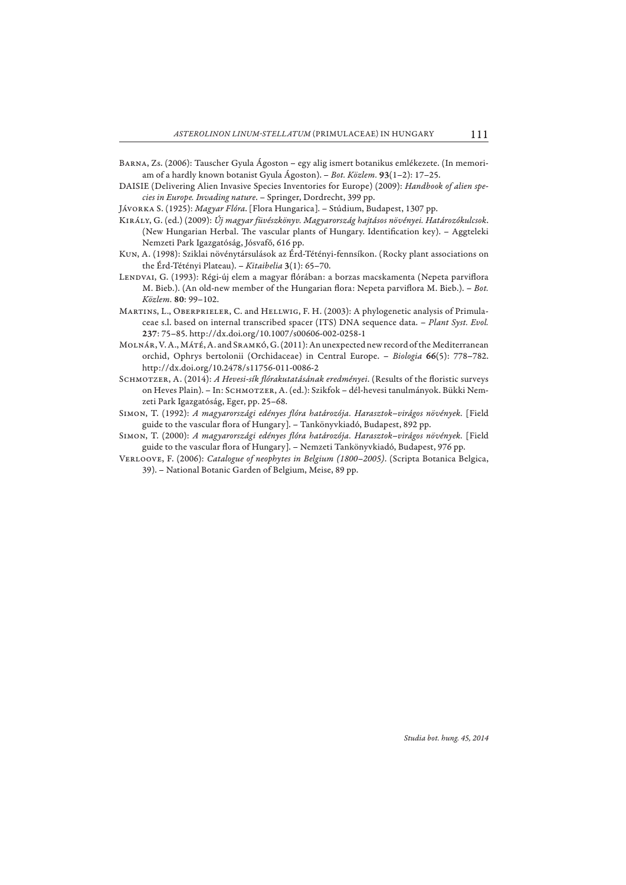Barna, Zs. (2006): Tauscher Gyula Ágoston – egy alig ismert botanikus emlékezete. (In memoriam of a hardly known botanist Gyula Ágoston). – *Bot. Közlem.* **93**(1–2): 17–25.

DAISIE (Delivering Alien Invasive Species Inventories for Europe) (2009): *Handbook of alien species in Europe. Invading nature.* – Springer, Dordrecht, 399 pp.

Jávorka S. (1925): *Magyar Flóra*. [Flora Hungarica]. – Stúdium, Budapest, 1307 pp.

Király, G. (ed.) (2009): *Új magyar füvészkönyv. Magyarország hajtásos növényei. Határozókulcsok*. (New Hungarian Herbal. The vascular plants of Hungary. Identification key). – Aggteleki Nemzeti Park Igazgatóság, Jósvafő, 616 pp.

Kun, A. (1998): Sziklai növénytársulások az Érd-Tétényi-fennsíkon. (Rocky plant associations on the Érd-Tétényi Plateau). – *Kitaibelia* **3**(1): 65–70.

Lendvai, G. (1993): Régi-új elem a magyar flórában: a borzas macskamenta (Nepeta parviflora M. Bieb.). (An old-new member of the Hungarian flora: Nepeta parviflora M. Bieb.). – *Bot. Közlem.* **80**: 99–102.

Martins, L., Oberprieler, C. and Hellwig, F. H. (2003): A phylogenetic analysis of Primulaceae s.l. based on internal transcribed spacer (ITS) DNA sequence data. – *Plant Syst. Evol.* **237**: 75–85. http://dx.doi.org/10.1007/s00606-002-0258-1

Molnár, V. A., Máté, A. and Sramkó, G. (2011): An unexpected new record of the Mediterranean orchid, Ophrys bertolonii (Orchidaceae) in Central Europe. – *Biologia* **66**(5): 778–782. http://dx.doi.org/10.2478/s11756-011-0086-2

Schmotzer, A. (2014): *A Hevesi-sík flórakutatásának eredményei*. (Results of the floristic surveys on Heves Plain). – In: Schmotzer, A. (ed.): Szikfok – dél-hevesi tanulmányok. Bükki Nemzeti Park Igazgatóság, Eger, pp. 25–68.

Simon, T. (1992): *A magyarországi edényes flóra határozója. Harasztok–virágos növények.* [Field guide to the vascular flora of Hungary]. – Tankönyvkiadó, Budapest, 892 pp.

Simon, T. (2000): *A magyarországi edényes flóra határozója. Harasztok–virágos növények.* [Field guide to the vascular flora of Hungary]. – Nemzeti Tankönyvkiadó, Budapest, 976 pp.

Verloove, F. (2006): *Catalogue of neophytes in Belgium (1800–2005)*. (Scripta Botanica Belgica, 39). – National Botanic Garden of Belgium, Meise, 89 pp.